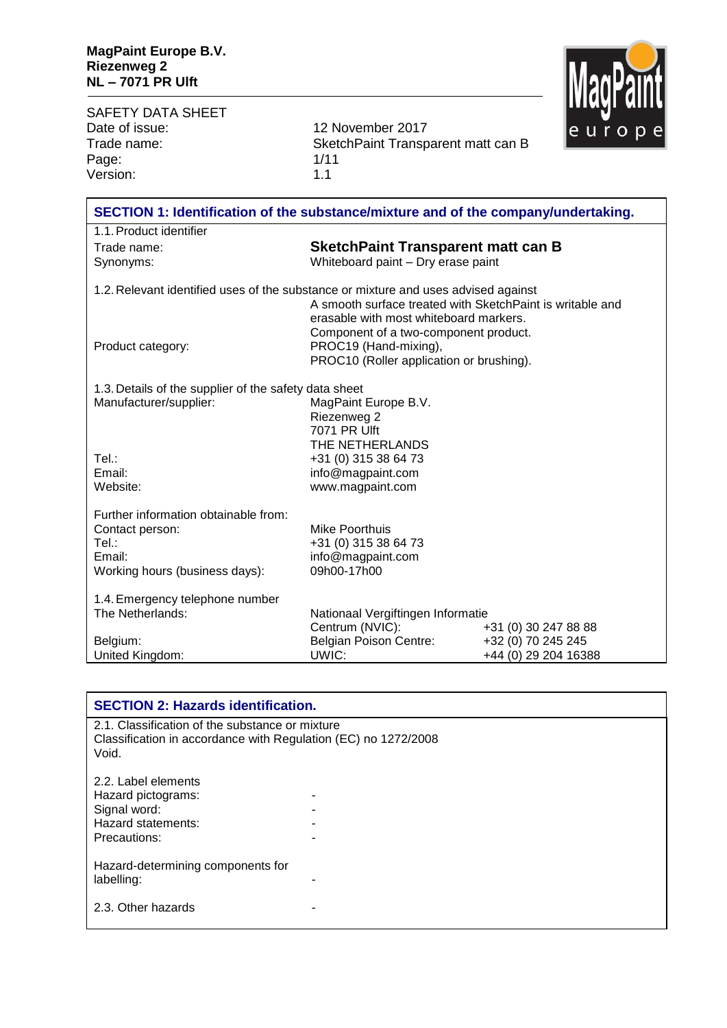**MagPaint Europe B.V.**
**Riezenweg 2**
**NL – 7071 PR Ulft**

SAFETY DATA SHEET

| | |
|---|---|
| Date of issue: | 12 November 2017 |
| Trade name: | SketchPaint Transparent matt can B |
| Version: | 1.1 |

## SECTION 1: Identification of the substance/mixture and of the company/undertaking.

1.1. Product identifier

| | |
|---|---|
| Trade name: | **SketchPaint Transparent matt can B** |
| Synonyms: | Whiteboard paint – Dry erase paint |

1.2. Relevant identified uses of the substance or mixture and uses advised against

| | |
|---|---|
| | A smooth surface treated with SketchPaint is writable and erasable with most whiteboard markers. |
| | Component of a two-component product. |
| Product category: | PROC19 (Hand-mixing), PROC10 (Roller application or brushing). |

1.3. Details of the supplier of the safety data sheet

| | |
|---|---|
| Manufacturer/supplier: | MagPaint Europe B.V.<br>Riezenweg 2<br>7071 PR Ulft<br>THE NETHERLANDS |
| Tel.: | +31 (0) 315 38 64 73 |
| Email: | info@magpaint.com |
| Website: | www.magpaint.com |

Further information obtainable from:

| | |
|---|---|
| Contact person: | Mike Poorthuis |
| Tel.: | +31 (0) 315 38 64 73 |
| Email: | info@magpaint.com |
| Working hours (business days): | 09h00-17h00 |

1.4. Emergency telephone number

| | | |
|---|---|---|
| The Netherlands: | Nationaal Vergiftingen Informatie Centrum (NVIC): | +31 (0) 30 247 88 88 |
| Belgium: | Belgian Poison Centre: | +32 (0) 70 245 245 |
| United Kingdom: | UWIC: | +44 (0) 29 204 16388 |

## SECTION 2: Hazards identification.

2.1. Classification of the substance or mixture
Classification in accordance with Regulation (EC) no 1272/2008
Void.

2.2. Label elements

| | |
|---|---|
| Hazard pictograms: | - |
| Signal word: | - |
| Hazard statements: | - |
| Precautions: | - |

| | |
|---|---|
| Hazard-determining components for labelling: | - |
| 2.3. Other hazards | - |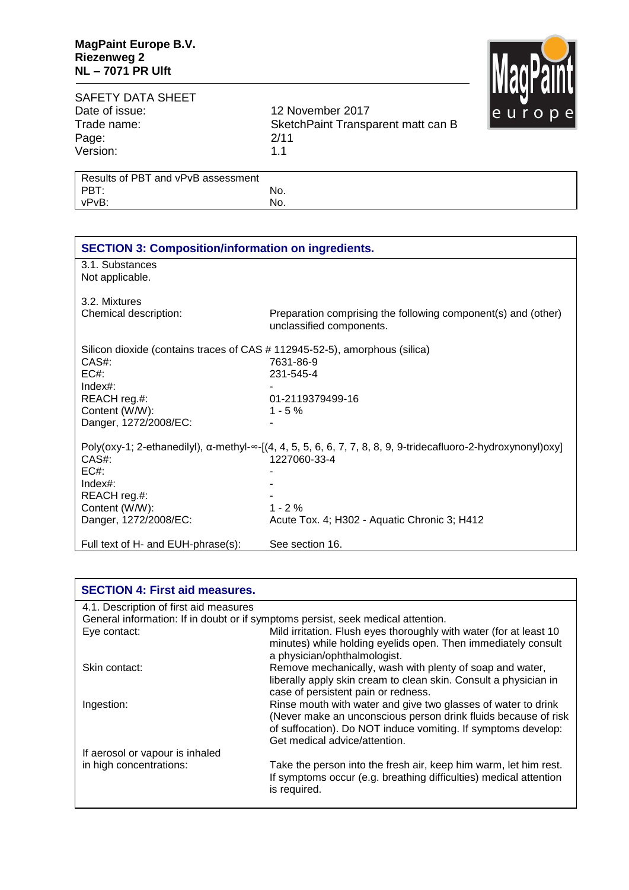| Results of PBT and vPvB assessment | |
|---|---|
| PBT: | No. |
| vPvB: | No. |

## SECTION 3: Composition/information on ingredients.

3.1. Substances
Not applicable.

3.2. Mixtures

| | |
|---|---|
| Chemical description: | Preparation comprising the following component(s) and (other) unclassified components. |

Silicon dioxide (contains traces of CAS # 112945-52-5), amorphous (silica)

| | |
|---|---|
| CAS#: | 7631-86-9 |
| EC#: | 231-545-4 |
| Index#: | - |
| REACH reg.#: | 01-2119379499-16 |
| Content (W/W): | 1 - 5 % |
| Danger, 1272/2008/EC: | - |

Poly(oxy-1; 2-ethanedilyl), α-methyl-∞-[(4, 4, 5, 5, 6, 6, 7, 7, 8, 8, 9, 9-tridecafluoro-2-hydroxynonyl)oxy]

| | |
|---|---|
| CAS#: | 1227060-33-4 |
| EC#: | - |
| Index#: | - |
| REACH reg.#: | - |
| Content (W/W): | 1 - 2 % |
| Danger, 1272/2008/EC: | Acute Tox. 4; H302 - Aquatic Chronic 3; H412 |

| | |
|---|---|
| Full text of H- and EUH-phrase(s): | See section 16. |

## SECTION 4: First aid measures.

4.1. Description of first aid measures
General information: If in doubt or if symptoms persist, seek medical attention.

| | |
|---|---|
| Eye contact: | Mild irritation. Flush eyes thoroughly with water (for at least 10 minutes) while holding eyelids open. Then immediately consult a physician/ophthalmologist. |
| Skin contact: | Remove mechanically, wash with plenty of soap and water, liberally apply skin cream to clean skin. Consult a physician in case of persistent pain or redness. |
| Ingestion: | Rinse mouth with water and give two glasses of water to drink (Never make an unconscious person drink fluids because of risk of suffocation). Do NOT induce vomiting. If symptoms develop: Get medical advice/attention. |
| If aerosol or vapour is inhaled in high concentrations: | Take the person into the fresh air, keep him warm, let him rest. If symptoms occur (e.g. breathing difficulties) medical attention is required. |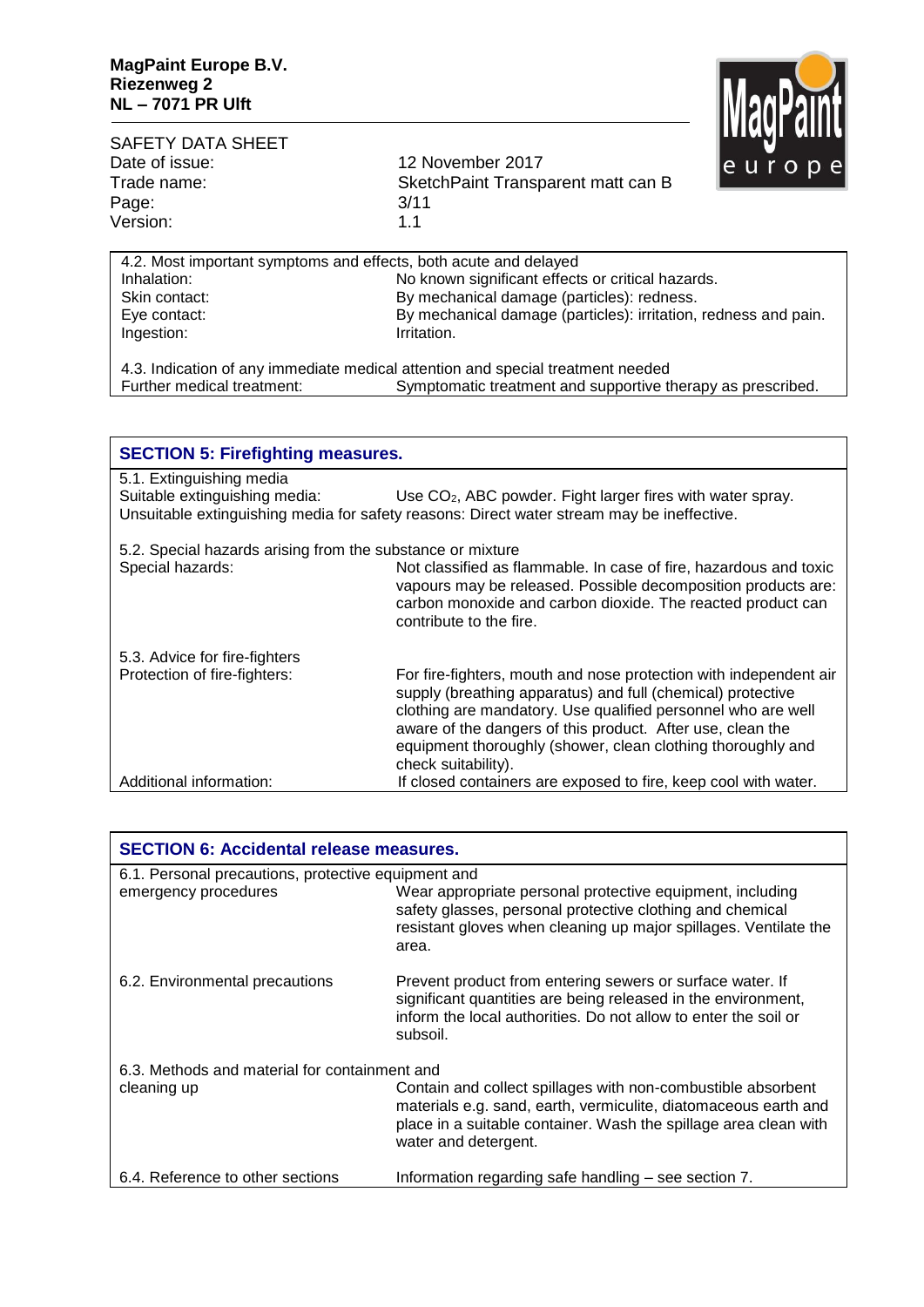| 4.2. Most important symptoms and effects, both acute and delayed | |
|---|---|
| Inhalation: | No known significant effects or critical hazards. |
| Skin contact: | By mechanical damage (particles): redness. |
| Eye contact: | By mechanical damage (particles): irritation, redness and pain. |
| Ingestion: | Irritation. |

| 4.3. Indication of any immediate medical attention and special treatment needed | |
|---|---|
| Further medical treatment: | Symptomatic treatment and supportive therapy as prescribed. |

## SECTION 5: Firefighting measures.

5.1. Extinguishing media

Suitable extinguishing media: Use $CO_2$, ABC powder. Fight larger fires with water spray.

Unsuitable extinguishing media for safety reasons: Direct water stream may be ineffective.

5.2. Special hazards arising from the substance or mixture

| | |
|---|---|
| Special hazards: | Not classified as flammable. In case of fire, hazardous and toxic vapours may be released. Possible decomposition products are: carbon monoxide and carbon dioxide. The reacted product can contribute to the fire. |

5.3. Advice for fire-fighters

| | |
|---|---|
| Protection of fire-fighters: | For fire-fighters, mouth and nose protection with independent air supply (breathing apparatus) and full (chemical) protective clothing are mandatory. Use qualified personnel who are well aware of the dangers of this product. After use, clean the equipment thoroughly (shower, clean clothing thoroughly and check suitability). |
| Additional information: | If closed containers are exposed to fire, keep cool with water. |

## SECTION 6: Accidental release measures.

| | |
|---|---|
| 6.1. Personal precautions, protective equipment and emergency procedures | Wear appropriate personal protective equipment, including safety glasses, personal protective clothing and chemical resistant gloves when cleaning up major spillages. Ventilate the area. |
| 6.2. Environmental precautions | Prevent product from entering sewers or surface water. If significant quantities are being released in the environment, inform the local authorities. Do not allow to enter the soil or subsoil. |
| 6.3. Methods and material for containment and cleaning up | Contain and collect spillages with non-combustible absorbent materials e.g. sand, earth, vermiculite, diatomaceous earth and place in a suitable container. Wash the spillage area clean with water and detergent. |
| 6.4. Reference to other sections | Information regarding safe handling – see section 7. |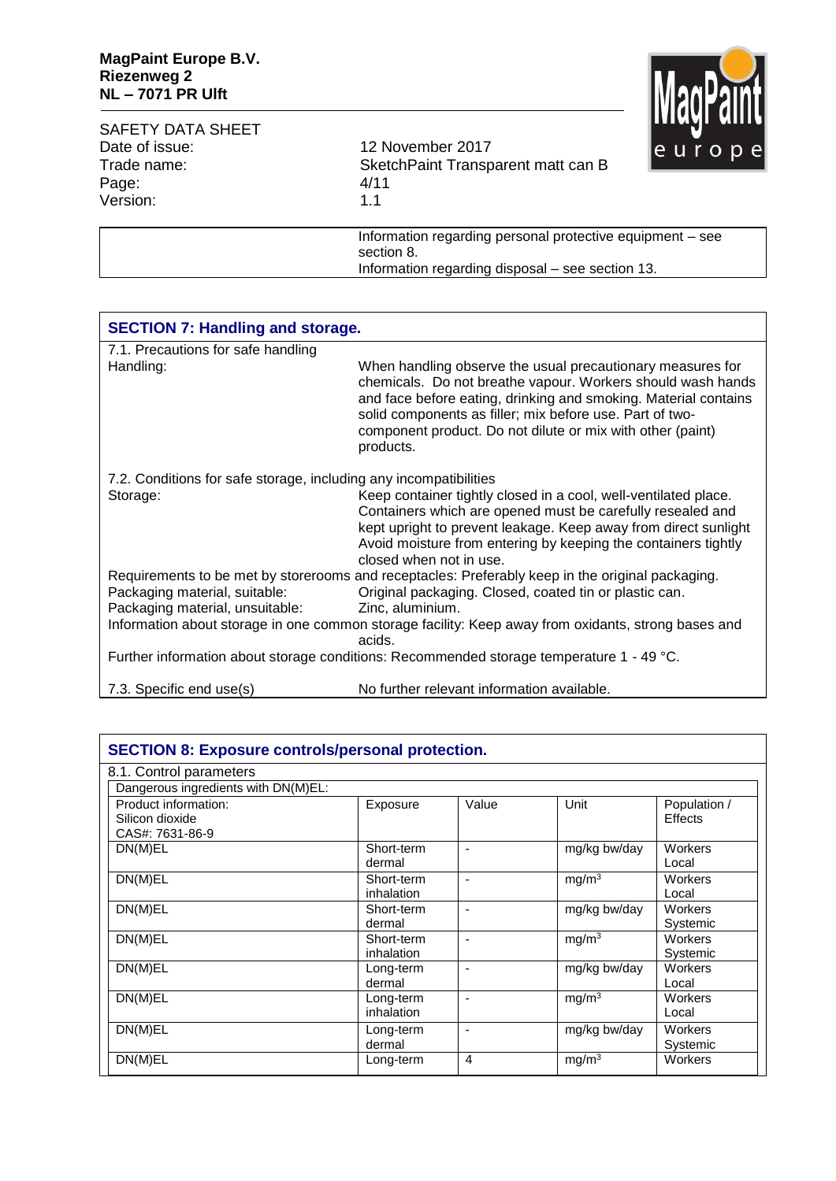| | |
|---|---|
| | Information regarding personal protective equipment – see section 8. Information regarding disposal – see section 13. |

## SECTION 7: Handling and storage.

7.1. Precautions for safe handling

| | |
|---|---|
| Handling: | When handling observe the usual precautionary measures for chemicals. Do not breathe vapour. Workers should wash hands and face before eating, drinking and smoking. Material contains solid components as filler; mix before use. Part of two-component product. Do not dilute or mix with other (paint) products. |

7.2. Conditions for safe storage, including any incompatibilities

| | |
|---|---|
| Storage: | Keep container tightly closed in a cool, well-ventilated place. Containers which are opened must be carefully resealed and kept upright to prevent leakage. Keep away from direct sunlight Avoid moisture from entering by keeping the containers tightly closed when not in use. |

Requirements to be met by storerooms and receptacles: Preferably keep in the original packaging.

| | |
|---|---|
| Packaging material, suitable: | Original packaging. Closed, coated tin or plastic can. |
| Packaging material, unsuitable: | Zinc, aluminium. |

Information about storage in one common storage facility: Keep away from oxidants, strong bases and acids.

Further information about storage conditions: Recommended storage temperature 1 - 49 °C.

| | |
|---|---|
| 7.3. Specific end use(s) | No further relevant information available. |

## SECTION 8: Exposure controls/personal protection.

8.1. Control parameters

Dangerous ingredients with DN(M)EL:

| Product information: Silicon dioxide CAS#: 7631-86-9 | Exposure | Value | Unit | Population / Effects |
|---|---|---|---|---|
| DN(M)EL | Short-term dermal | - | mg/kg bw/day | Workers Local |
| DN(M)EL | Short-term inhalation | - | mg/m$^3$ | Workers Local |
| DN(M)EL | Short-term dermal | - | mg/kg bw/day | Workers Systemic |
| DN(M)EL | Short-term inhalation | - | mg/m$^3$ | Workers Systemic |
| DN(M)EL | Long-term dermal | - | mg/kg bw/day | Workers Local |
| DN(M)EL | Long-term inhalation | - | mg/m$^3$ | Workers Local |
| DN(M)EL | Long-term dermal | - | mg/kg bw/day | Workers Systemic |
| DN(M)EL | Long-term | 4 | mg/m$^3$ | Workers |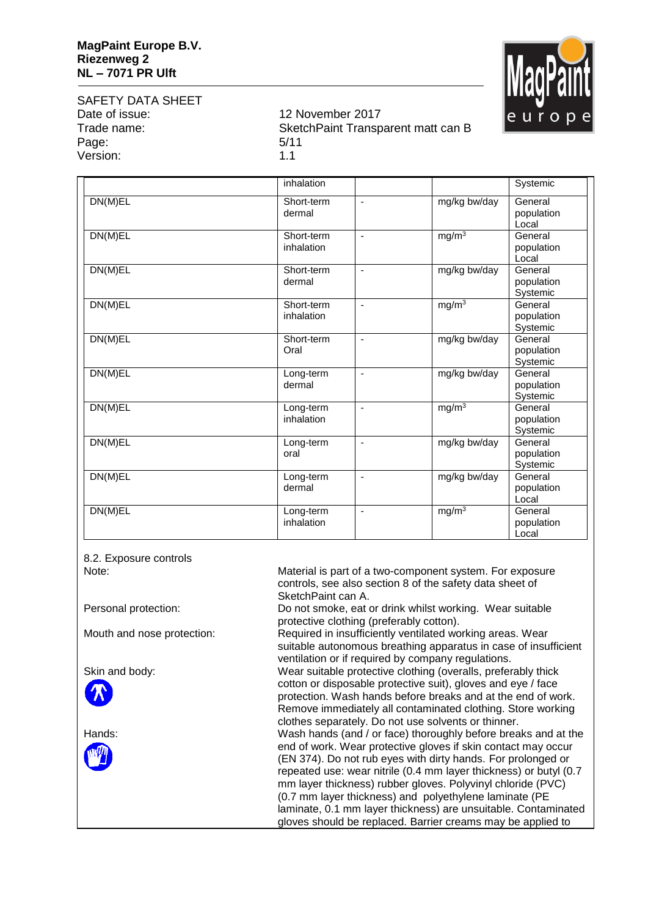| | | | | |
|---|---|---|---|---|
| | inhalation | | | Systemic |
| DN(M)EL | Short-term dermal | - | mg/kg bw/day | General population Local |
| DN(M)EL | Short-term inhalation | - | $mg/m^3$ | General population Local |
| DN(M)EL | Short-term dermal | - | mg/kg bw/day | General population Systemic |
| DN(M)EL | Short-term inhalation | - | $mg/m^3$ | General population Systemic |
| DN(M)EL | Short-term Oral | - | mg/kg bw/day | General population Systemic |
| DN(M)EL | Long-term dermal | - | mg/kg bw/day | General population Systemic |
| DN(M)EL | Long-term inhalation | - | $mg/m^3$ | General population Systemic |
| DN(M)EL | Long-term oral | - | mg/kg bw/day | General population Systemic |
| DN(M)EL | Long-term dermal | - | mg/kg bw/day | General population Local |
| DN(M)EL | Long-term inhalation | - | $mg/m^3$ | General population Local |

8.2. Exposure controls

**Note:** Material is part of a two-component system. For exposure controls, see also section 8 of the safety data sheet of SketchPaint can A.

**Personal protection:** Do not smoke, eat or drink whilst working. Wear suitable protective clothing (preferably cotton).

**Mouth and nose protection:** Required in insufficiently ventilated working areas. Wear suitable autonomous breathing apparatus in case of insufficient ventilation or if required by company regulations.

**Skin and body:** Wear suitable protective clothing (overalls, preferably thick cotton or disposable protective suit), gloves and eye / face protection. Wash hands before breaks and at the end of work. Remove immediately all contaminated clothing. Store working clothes separately. Do not use solvents or thinner.

**Hands:** Wash hands (and / or face) thoroughly before breaks and at the end of work. Wear protective gloves if skin contact may occur (EN 374). Do not rub eyes with dirty hands. For prolonged or repeated use: wear nitrile (0.4 mm layer thickness) or butyl (0.7 mm layer thickness) rubber gloves. Polyvinyl chloride (PVC) (0.7 mm layer thickness) and polyethylene laminate (PE laminate, 0.1 mm layer thickness) are unsuitable. Contaminated gloves should be replaced. Barrier creams may be applied to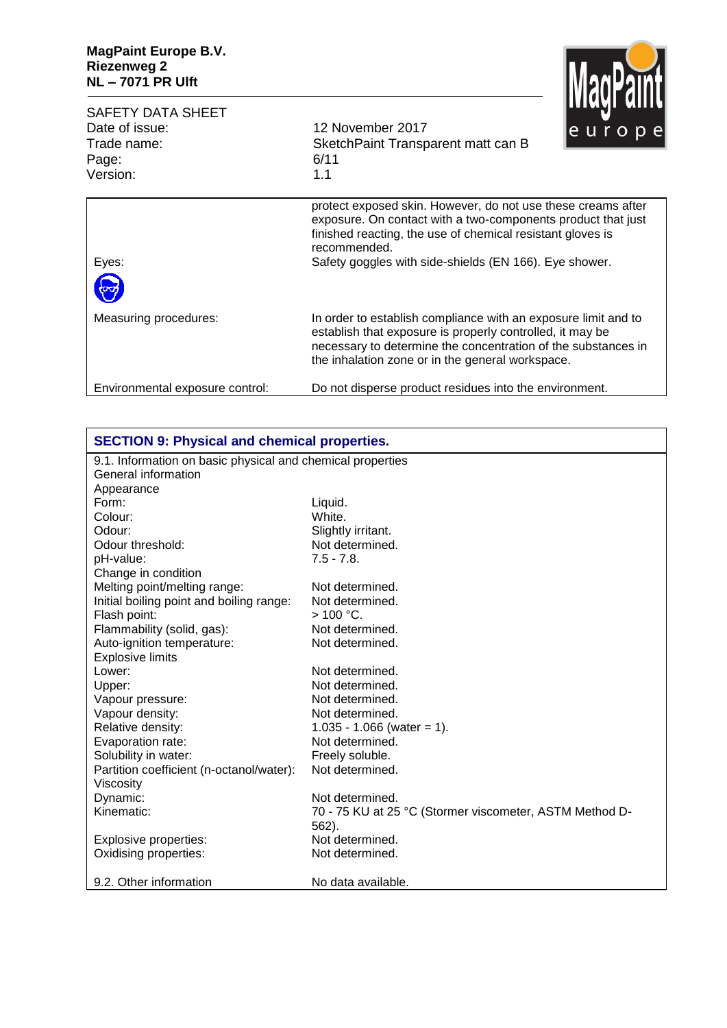| | |
|---|---|
| | protect exposed skin. However, do not use these creams after exposure. On contact with a two-components product that just finished reacting, the use of chemical resistant gloves is recommended. |
| Eyes: | Safety goggles with side-shields (EN 166). Eye shower. |
| Measuring procedures: | In order to establish compliance with an exposure limit and to establish that exposure is properly controlled, it may be necessary to determine the concentration of the substances in the inhalation zone or in the general workspace. |
| Environmental exposure control: | Do not disperse product residues into the environment. |

## SECTION 9: Physical and chemical properties.

9.1. Information on basic physical and chemical properties

General information

Appearance

| | |
|---|---|
| Form: | Liquid. |
| Colour: | White. |
| Odour: | Slightly irritant. |
| Odour threshold: | Not determined. |
| pH-value: | 7.5 - 7.8. |
| Change in condition | |
| Melting point/melting range: | Not determined. |
| Initial boiling point and boiling range: | Not determined. |
| Flash point: | > 100 °C. |
| Flammability (solid, gas): | Not determined. |
| Auto-ignition temperature: | Not determined. |
| Explosive limits | |
| Lower: | Not determined. |
| Upper: | Not determined. |
| Vapour pressure: | Not determined. |
| Vapour density: | Not determined. |
| Relative density: | 1.035 - 1.066 (water = 1). |
| Evaporation rate: | Not determined. |
| Solubility in water: | Freely soluble. |
| Partition coefficient (n-octanol/water): | Not determined. |
| Viscosity | |
| Dynamic: | Not determined. |
| Kinematic: | 70 - 75 KU at 25 °C (Stormer viscometer, ASTM Method D-562). |
| Explosive properties: | Not determined. |
| Oxidising properties: | Not determined. |
| 9.2. Other information | No data available. |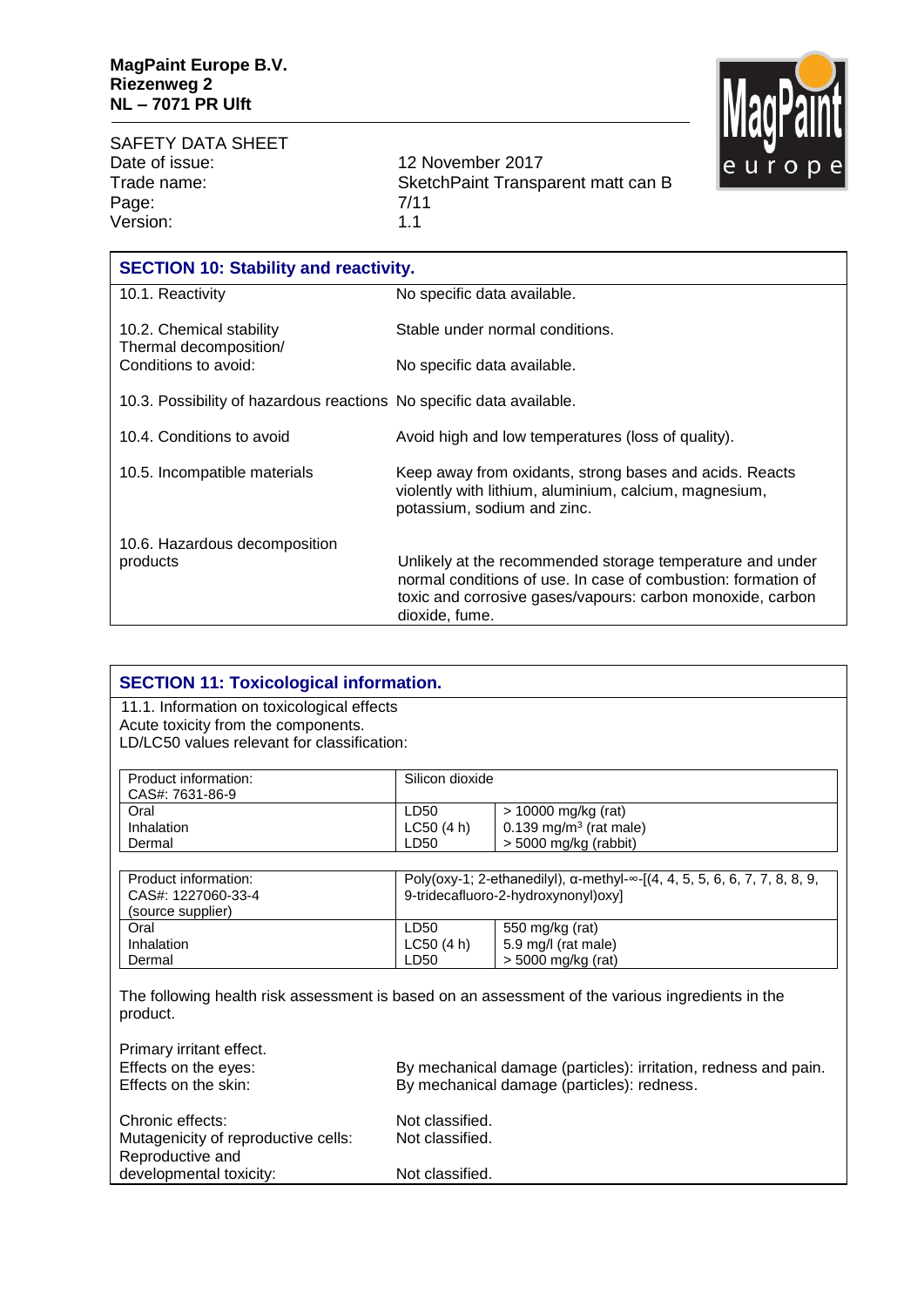## SECTION 10: Stability and reactivity.

| | |
|---|---|
| 10.1. Reactivity | No specific data available. |
| 10.2. Chemical stability | Stable under normal conditions. |
| Thermal decomposition/ Conditions to avoid: | No specific data available. |
| 10.3. Possibility of hazardous reactions | No specific data available. |
| 10.4. Conditions to avoid | Avoid high and low temperatures (loss of quality). |
| 10.5. Incompatible materials | Keep away from oxidants, strong bases and acids. Reacts violently with lithium, aluminium, calcium, magnesium, potassium, sodium and zinc. |
| 10.6. Hazardous decomposition products | Unlikely at the recommended storage temperature and under normal conditions of use. In case of combustion: formation of toxic and corrosive gases/vapours: carbon monoxide, carbon dioxide, fume. |

## SECTION 11: Toxicological information.

11.1. Information on toxicological effects
Acute toxicity from the components.
LD/LC50 values relevant for classification:

| Product information: CAS#: 7631-86-9 | Silicon dioxide | |
|---|---|---|
| Oral | LD50 | > 10000 mg/kg (rat) |
| Inhalation | LC50 (4 h) | 0.139 mg/m$^3$ (rat male) |
| Dermal | LD50 | > 5000 mg/kg (rabbit) |

| Product information: CAS#: 1227060-33-4 (source supplier) | Poly(oxy-1; 2-ethanedilyl), α-methyl-∞-[(4, 4, 5, 5, 6, 6, 7, 7, 8, 8, 9, 9-tridecafluoro-2-hydroxynonyl)oxy] | |
|---|---|---|
| Oral | LD50 | 550 mg/kg (rat) |
| Inhalation | LC50 (4 h) | 5.9 mg/l (rat male) |
| Dermal | LD50 | > 5000 mg/kg (rat) |

The following health risk assessment is based on an assessment of the various ingredients in the product.

| | |
|---|---|
| Primary irritant effect. | |
| Effects on the eyes: | By mechanical damage (particles): irritation, redness and pain. |
| Effects on the skin: | By mechanical damage (particles): redness. |
| Chronic effects: | Not classified. |
| Mutagenicity of reproductive cells: | Not classified. |
| Reproductive and developmental toxicity: | Not classified. |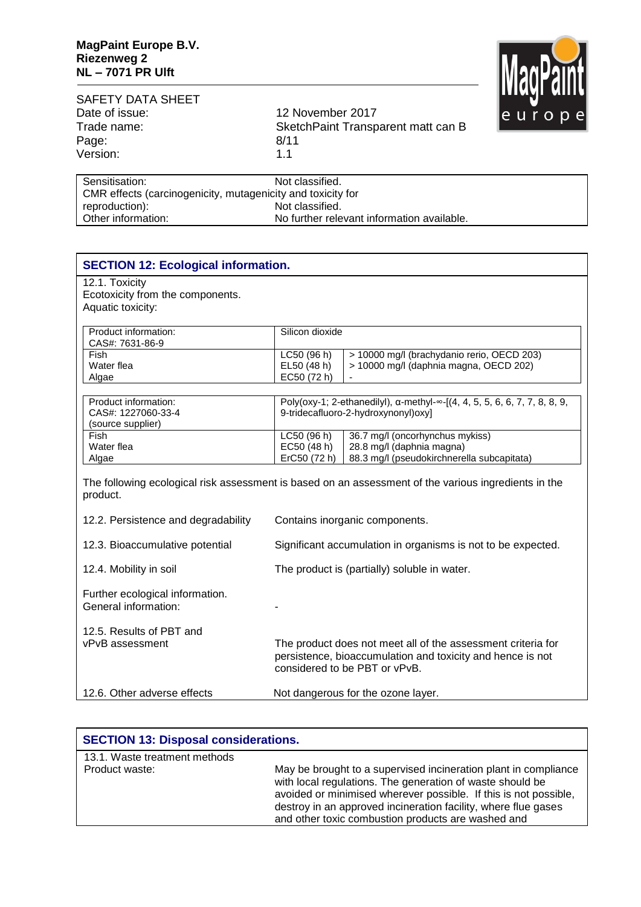| | |
|---|---|
| Sensitisation: | Not classified. |
| CMR effects (carcinogenicity, mutagenicity and toxicity for reproduction): | Not classified. |
| Other information: | No further relevant information available. |

## SECTION 12: Ecological information.

12.1. Toxicity
Ecotoxicity from the components.
Aquatic toxicity:

| Product information: CAS#: 7631-86-9 | Silicon dioxide | |
|---|---|---|
| Fish | LC50 (96 h) | > 10000 mg/l (brachydanio rerio, OECD 203) |
| Water flea | EL50 (48 h) | > 10000 mg/l (daphnia magna, OECD 202) |
| Algae | EC50 (72 h) | - |

| Product information: CAS#: 1227060-33-4 (source supplier) | Poly(oxy-1; 2-ethanedilyl), α-methyl-∞-[(4, 4, 5, 5, 6, 6, 7, 7, 8, 8, 9, 9-tridecafluoro-2-hydroxynonyl)oxy] | |
|---|---|---|
| Fish | LC50 (96 h) | 36.7 mg/l (oncorhynchus mykiss) |
| Water flea | EC50 (48 h) | 28.8 mg/l (daphnia magna) |
| Algae | ErC50 (72 h) | 88.3 mg/l (pseudokirchnerella subcapitata) |

The following ecological risk assessment is based on an assessment of the various ingredients in the product.

| | |
|---|---|
| 12.2. Persistence and degradability | Contains inorganic components. |
| 12.3. Bioaccumulative potential | Significant accumulation in organisms is not to be expected. |
| 12.4. Mobility in soil | The product is (partially) soluble in water. |
| Further ecological information. General information: | - |
| 12.5. Results of PBT and vPvB assessment | The product does not meet all of the assessment criteria for persistence, bioaccumulation and toxicity and hence is not considered to be PBT or vPvB. |
| 12.6. Other adverse effects | Not dangerous for the ozone layer. |

## SECTION 13: Disposal considerations.

13.1. Waste treatment methods

| | |
|---|---|
| Product waste: | May be brought to a supervised incineration plant in compliance with local regulations. The generation of waste should be avoided or minimised wherever possible. If this is not possible, destroy in an approved incineration facility, where flue gases and other toxic combustion products are washed and |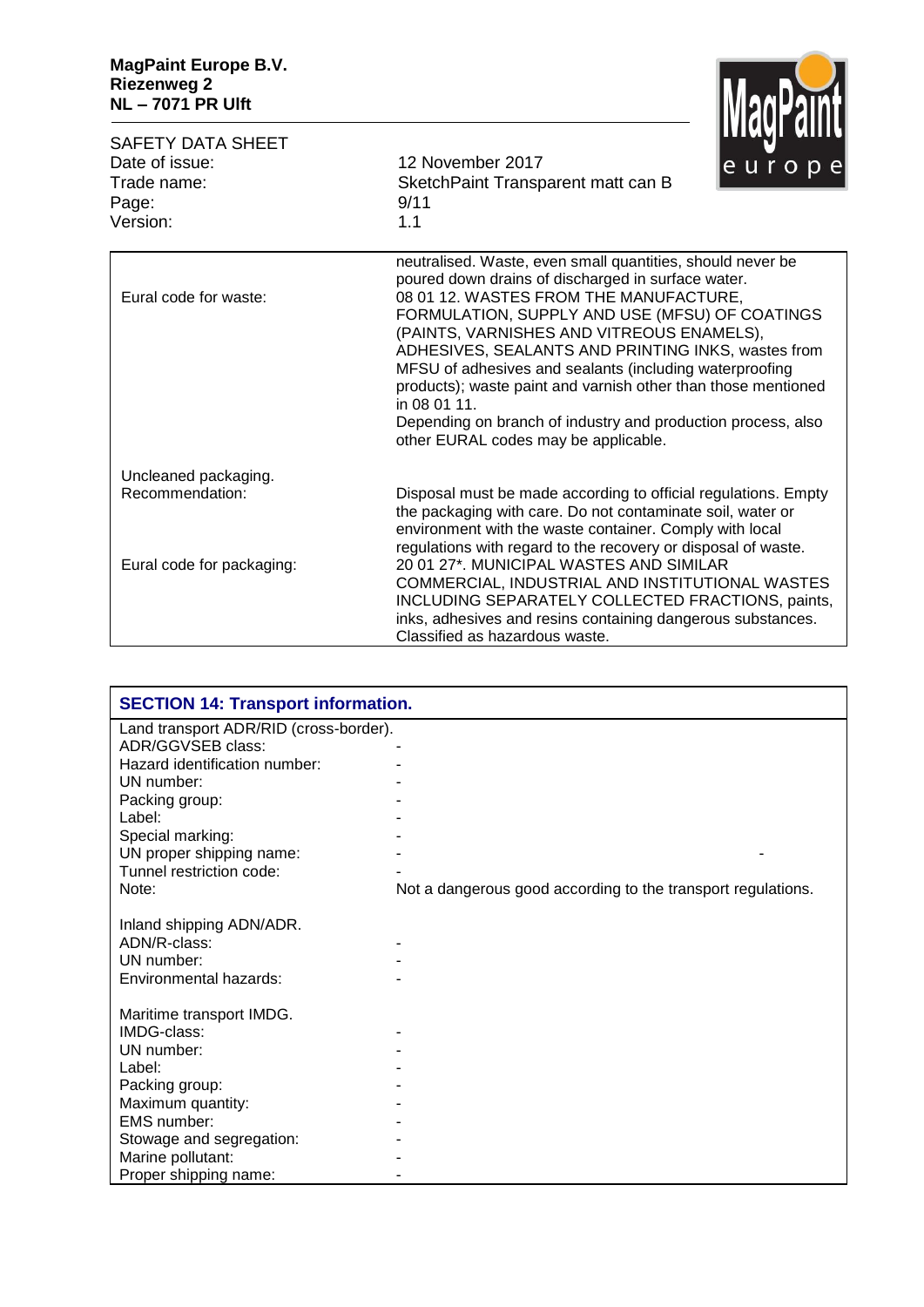| | |
|---|---|
| | neutralised. Waste, even small quantities, should never be poured down drains of discharged in surface water. |
| Eural code for waste: | 08 01 12. WASTES FROM THE MANUFACTURE, FORMULATION, SUPPLY AND USE (MFSU) OF COATINGS (PAINTS, VARNISHES AND VITREOUS ENAMELS), ADHESIVES, SEALANTS AND PRINTING INKS, wastes from MFSU of adhesives and sealants (including waterproofing products); waste paint and varnish other than those mentioned in 08 01 11.<br>Depending on branch of industry and production process, also other EURAL codes may be applicable. |
| Uncleaned packaging.<br>Recommendation: | Disposal must be made according to official regulations. Empty the packaging with care. Do not contaminate soil, water or environment with the waste container. Comply with local regulations with regard to the recovery or disposal of waste. |
| Eural code for packaging: | 20 01 27*. MUNICIPAL WASTES AND SIMILAR COMMERCIAL, INDUSTRIAL AND INSTITUTIONAL WASTES INCLUDING SEPARATELY COLLECTED FRACTIONS, paints, inks, adhesives and resins containing dangerous substances. Classified as hazardous waste. |

## SECTION 14: Transport information.

| | |
|---|---|
| Land transport ADR/RID (cross-border). | |
| ADR/GGVSEB class: | - |
| Hazard identification number: | - |
| UN number: | - |
| Packing group: | - |
| Label: | - |
| Special marking: | - |
| UN proper shipping name: | - - |
| Tunnel restriction code: | - |
| Note: | Not a dangerous good according to the transport regulations. |
| | |
| Inland shipping ADN/ADR. | |
| ADN/R-class: | - |
| UN number: | - |
| Environmental hazards: | - |
| | |
| Maritime transport IMDG. | |
| IMDG-class: | - |
| UN number: | - |
| Label: | - |
| Packing group: | - |
| Maximum quantity: | - |
| EMS number: | - |
| Stowage and segregation: | - |
| Marine pollutant: | - |
| Proper shipping name: | - |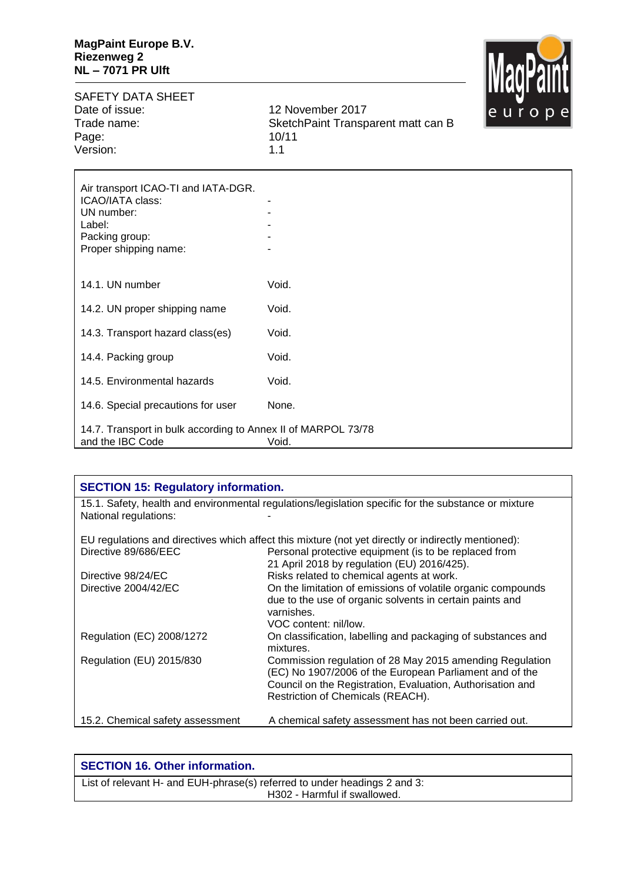| | |
|---|---|
| Air transport ICAO-TI and IATA-DGR. | |
| ICAO/IATA class: | - |
| UN number: | - |
| Label: | - |
| Packing group: | - |
| Proper shipping name: | - |

| | |
|---|---|
| 14.1. UN number | Void. |
| 14.2. UN proper shipping name | Void. |
| 14.3. Transport hazard class(es) | Void. |
| 14.4. Packing group | Void. |
| 14.5. Environmental hazards | Void. |
| 14.6. Special precautions for user | None. |
| 14.7. Transport in bulk according to Annex II of MARPOL 73/78 and the IBC Code | Void. |

## SECTION 15: Regulatory information.

15.1. Safety, health and environmental regulations/legislation specific for the substance or mixture

National regulations: -

EU regulations and directives which affect this mixture (not yet directly or indirectly mentioned):

| | |
|---|---|
| Directive 89/686/EEC | Personal protective equipment (is to be replaced from 21 April 2018 by regulation (EU) 2016/425). |
| Directive 98/24/EC | Risks related to chemical agents at work. |
| Directive 2004/42/EC | On the limitation of emissions of volatile organic compounds due to the use of organic solvents in certain paints and varnishes. VOC content: nil/low. |
| Regulation (EC) 2008/1272 | On classification, labelling and packaging of substances and mixtures. |
| Regulation (EU) 2015/830 | Commission regulation of 28 May 2015 amending Regulation (EC) No 1907/2006 of the European Parliament and of the Council on the Registration, Evaluation, Authorisation and Restriction of Chemicals (REACH). |

15.2. Chemical safety assessment — A chemical safety assessment has not been carried out.

## SECTION 16. Other information.

List of relevant H- and EUH-phrase(s) referred to under headings 2 and 3:

H302 - Harmful if swallowed.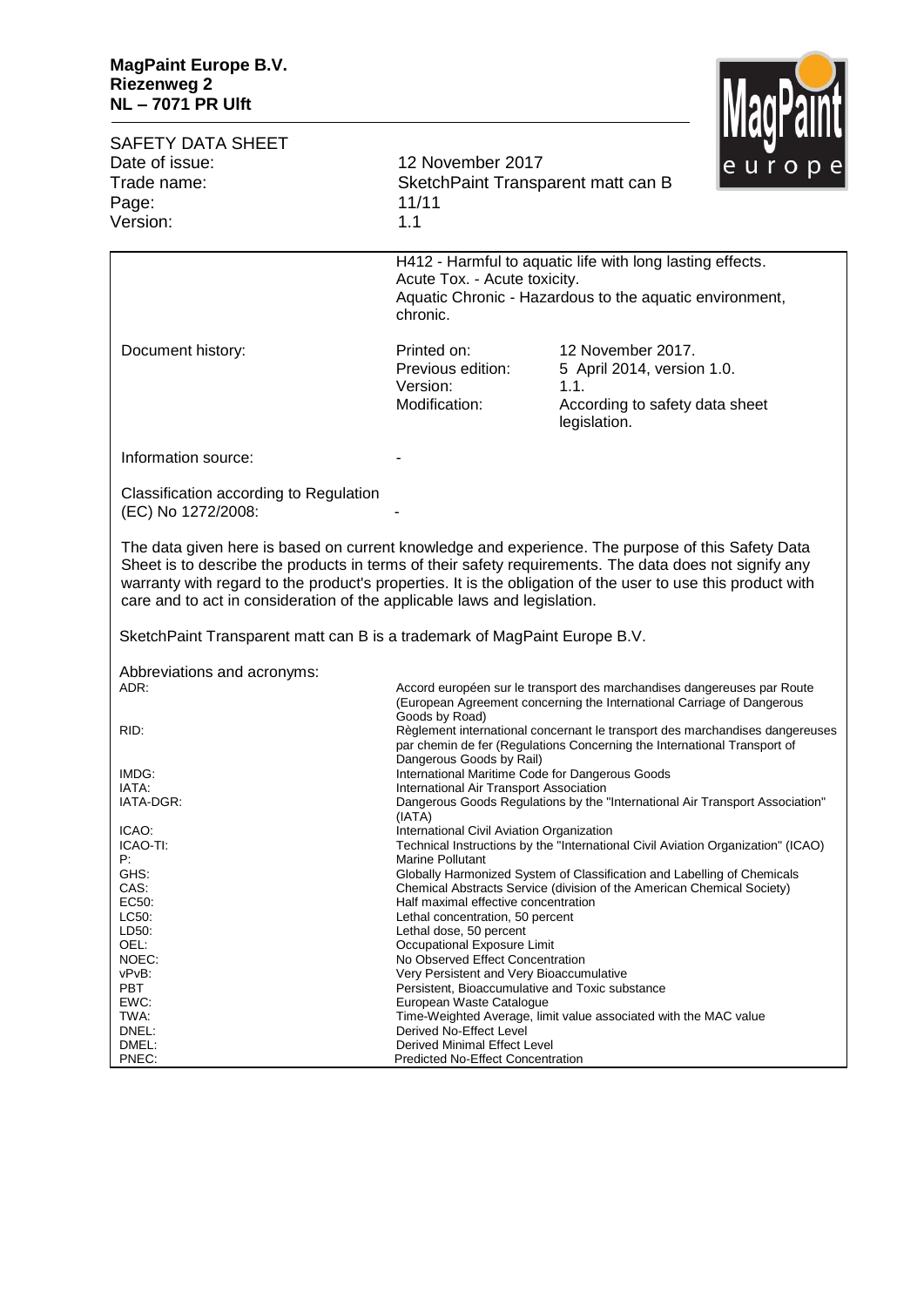| | |
|---|---|
| | H412 - Harmful to aquatic life with long lasting effects. |
| | Acute Tox. - Acute toxicity. |
| | Aquatic Chronic - Hazardous to the aquatic environment, chronic. |

| | | |
|---|---|---|
| Document history: | Printed on: | 12 November 2017. |
| | Previous edition: | 5 April 2014, version 1.0. |
| | Version: | 1.1. |
| | Modification: | According to safety data sheet legislation. |

Information source: -

Classification according to Regulation (EC) No 1272/2008: -

The data given here is based on current knowledge and experience. The purpose of this Safety Data Sheet is to describe the products in terms of their safety requirements. The data does not signify any warranty with regard to the product's properties. It is the obligation of the user to use this product with care and to act in consideration of the applicable laws and legislation.

SketchPaint Transparent matt can B is a trademark of MagPaint Europe B.V.

Abbreviations and acronyms:

| | |
|---|---|
| ADR: | Accord européen sur le transport des marchandises dangereuses par Route (European Agreement concerning the International Carriage of Dangerous Goods by Road) |
| RID: | Règlement international concernant le transport des marchandises dangereuses par chemin de fer (Regulations Concerning the International Transport of Dangerous Goods by Rail) |
| IMDG: | International Maritime Code for Dangerous Goods |
| IATA: | International Air Transport Association |
| IATA-DGR: | Dangerous Goods Regulations by the "International Air Transport Association" (IATA) |
| ICAO: | International Civil Aviation Organization |
| ICAO-TI: | Technical Instructions by the "International Civil Aviation Organization" (ICAO) |
| P: | Marine Pollutant |
| GHS: | Globally Harmonized System of Classification and Labelling of Chemicals |
| CAS: | Chemical Abstracts Service (division of the American Chemical Society) |
| EC50: | Half maximal effective concentration |
| LC50: | Lethal concentration, 50 percent |
| LD50: | Lethal dose, 50 percent |
| OEL: | Occupational Exposure Limit |
| NOEC: | No Observed Effect Concentration |
| vPvB: | Very Persistent and Very Bioaccumulative |
| PBT | Persistent, Bioaccumulative and Toxic substance |
| EWC: | European Waste Catalogue |
| TWA: | Time-Weighted Average, limit value associated with the MAC value |
| DNEL: | Derived No-Effect Level |
| DMEL: | Derived Minimal Effect Level |
| PNEC: | Predicted No-Effect Concentration |